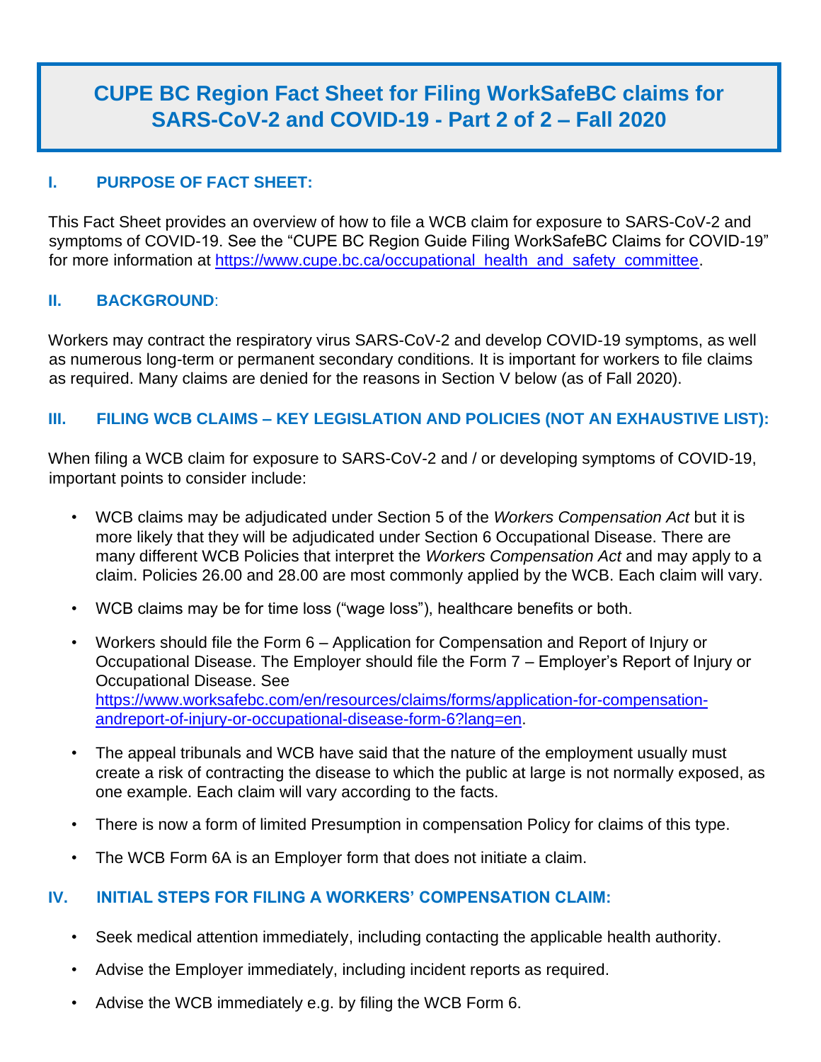# CUPE BC Region Fact Sheet for Filing WorkSafeBC claims for SARS-CoV-2 and COVID-19 - Part 2 of 2 – Fall 2020

## I. PURPOSE OF FACT SHEET:

This Fact Sheet provides an overview of how to file a WCB claim for exposure to SARS-CoV-2 and symptoms of COVID-19. See the "CUPE BC Region Guide Filing WorkSafeBC Claims for COVID-19" for more information at https://www.cupe.bc.ca/occupational_health_and_safety_committee.

## II. BACKGROUND:

Workers may contract the respiratory virus SARS-CoV-2 and develop COVID-19 symptoms, as well as numerous long-term or permanent secondary conditions. It is important for workers to file claims as required. Many claims are denied for the reasons in Section V below (as of Fall 2020).

## III. FILING WCB CLAIMS – KEY LEGISLATION AND POLICIES (NOT AN EXHAUSTIVE LIST):

When filing a WCB claim for exposure to SARS-CoV-2 and / or developing symptoms of COVID-19, important points to consider include:

- WCB claims may be adjudicated under Section 5 of the *Workers Compensation Act* but it is more likely that they will be adjudicated under Section 6 Occupational Disease. There are many different WCB Policies that interpret the *Workers Compensation Act* and may apply to a claim. Policies 26.00 and 28.00 are most commonly applied by the WCB. Each claim will vary.
- WCB claims may be for time loss ("wage loss"), healthcare benefits or both.
- Workers should file the Form 6 – Application for Compensation and Report of Injury or Occupational Disease. The Employer should file the Form 7 – Employer's Report of Injury or Occupational Disease. See https://www.worksafebc.com/en/resources/claims/forms/application-for-compensation-andreport-of-injury-or-occupational-disease-form-6?lang=en.
- The appeal tribunals and WCB have said that the nature of the employment usually must create a risk of contracting the disease to which the public at large is not normally exposed, as one example. Each claim will vary according to the facts.
- There is now a form of limited Presumption in compensation Policy for claims of this type.
- The WCB Form 6A is an Employer form that does not initiate a claim.

## IV. INITIAL STEPS FOR FILING A WORKERS' COMPENSATION CLAIM:

- Seek medical attention immediately, including contacting the applicable health authority.
- Advise the Employer immediately, including incident reports as required.
- Advise the WCB immediately e.g. by filing the WCB Form 6.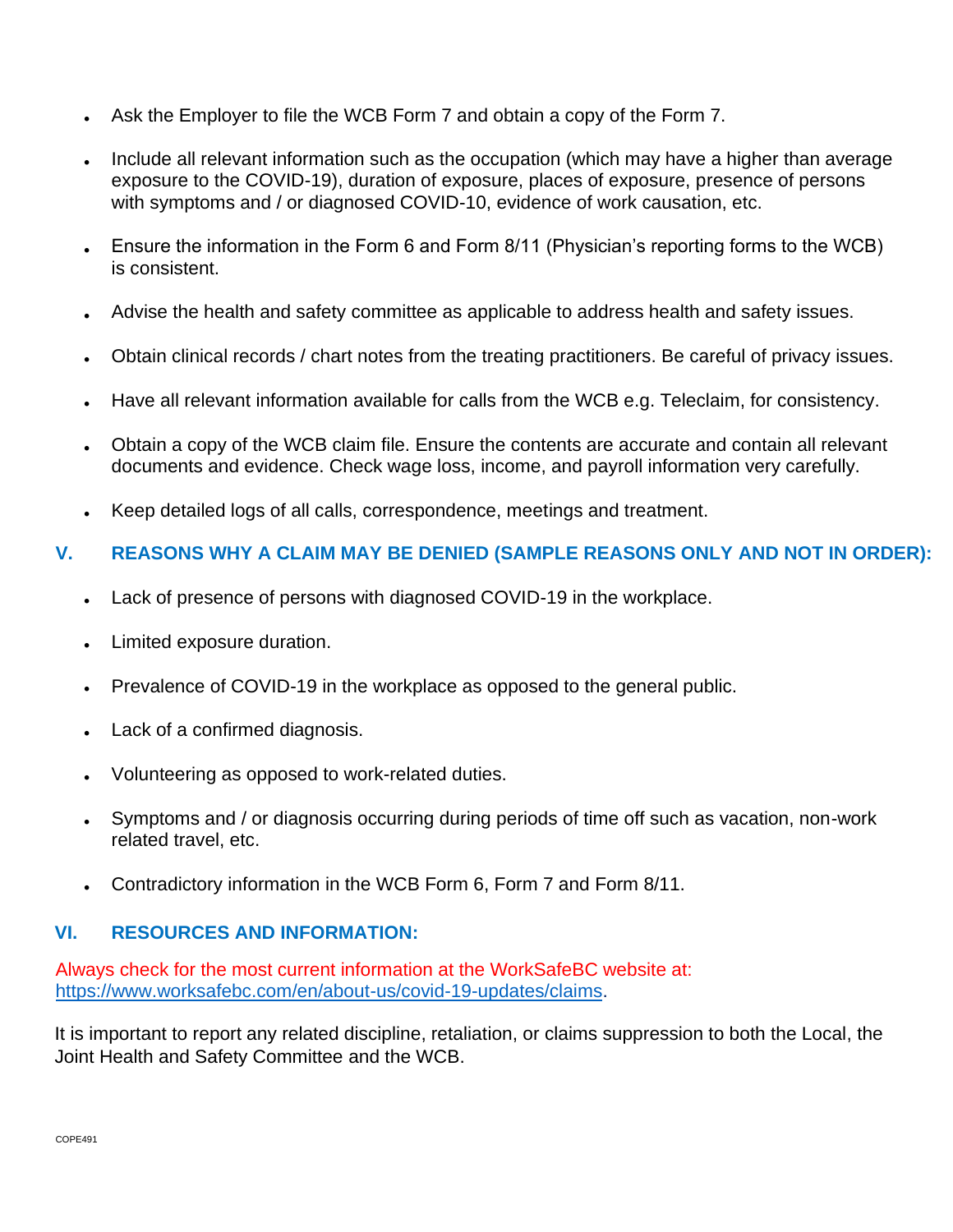- Ask the Employer to file the WCB Form 7 and obtain a copy of the Form 7.
- Include all relevant information such as the occupation (which may have a higher than average exposure to the COVID-19), duration of exposure, places of exposure, presence of persons with symptoms and / or diagnosed COVID-10, evidence of work causation, etc.
- Ensure the information in the Form 6 and Form 8/11 (Physician's reporting forms to the WCB) is consistent.
- Advise the health and safety committee as applicable to address health and safety issues.
- Obtain clinical records / chart notes from the treating practitioners. Be careful of privacy issues.
- Have all relevant information available for calls from the WCB e.g. Teleclaim, for consistency.
- Obtain a copy of the WCB claim file. Ensure the contents are accurate and contain all relevant documents and evidence. Check wage loss, income, and payroll information very carefully.
- Keep detailed logs of all calls, correspondence, meetings and treatment.

## V. REASONS WHY A CLAIM MAY BE DENIED (SAMPLE REASONS ONLY AND NOT IN ORDER):

- Lack of presence of persons with diagnosed COVID-19 in the workplace.
- Limited exposure duration.
- Prevalence of COVID-19 in the workplace as opposed to the general public.
- Lack of a confirmed diagnosis.
- Volunteering as opposed to work-related duties.
- Symptoms and / or diagnosis occurring during periods of time off such as vacation, non-work related travel, etc.
- Contradictory information in the WCB Form 6, Form 7 and Form 8/11.

## VI. RESOURCES AND INFORMATION:

Always check for the most current information at the WorkSafeBC website at: https://www.worksafebc.com/en/about-us/covid-19-updates/claims.

It is important to report any related discipline, retaliation, or claims suppression to both the Local, the Joint Health and Safety Committee and the WCB.

COPE491